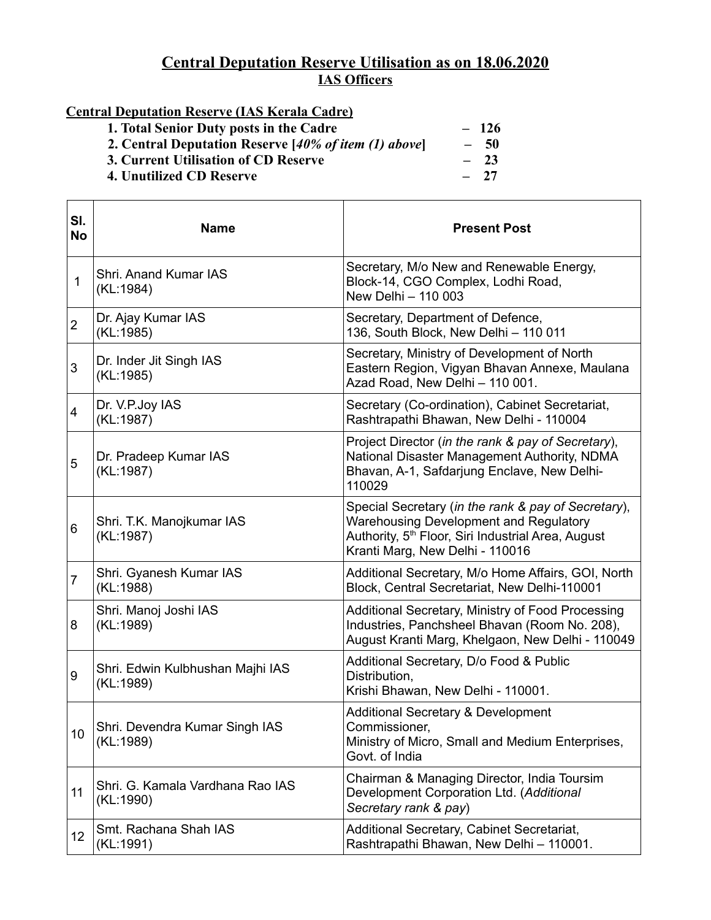# Central Deputation Reserve Utilisation as on 18.06.2020

## IAS Officers

**Central Deputation Reserve (IAS Kerala Cadre)**

1. **Total Senior Duty posts in the Cadre – 126**
2. **Central Deputation Reserve [*40% of item (1) above*] – 50**
3. **Current Utilisation of CD Reserve – 23**
4. **Unutilized CD Reserve – 27**

| Sl. No | Name | Present Post |
|---|---|---|
| 1 | Shri. Anand Kumar IAS (KL:1984) | Secretary, M/o New and Renewable Energy, Block-14, CGO Complex, Lodhi Road, New Delhi – 110 003 |
| 2 | Dr. Ajay Kumar IAS (KL:1985) | Secretary, Department of Defence, 136, South Block, New Delhi – 110 011 |
| 3 | Dr. Inder Jit Singh IAS (KL:1985) | Secretary, Ministry of Development of North Eastern Region, Vigyan Bhavan Annexe, Maulana Azad Road, New Delhi – 110 001. |
| 4 | Dr. V.P.Joy IAS (KL:1987) | Secretary (Co-ordination), Cabinet Secretariat, Rashtrapathi Bhawan, New Delhi - 110004 |
| 5 | Dr. Pradeep Kumar IAS (KL:1987) | Project Director (*in the rank & pay of Secretary*), National Disaster Management Authority, NDMA Bhavan, A-1, Safdarjung Enclave, New Delhi-110029 |
| 6 | Shri. T.K. Manojkumar IAS (KL:1987) | Special Secretary (*in the rank & pay of Secretary*), Warehousing Development and Regulatory Authority, 5th Floor, Siri Industrial Area, August Kranti Marg, New Delhi - 110016 |
| 7 | Shri. Gyanesh Kumar IAS (KL:1988) | Additional Secretary, M/o Home Affairs, GOI, North Block, Central Secretariat, New Delhi-110001 |
| 8 | Shri. Manoj Joshi IAS (KL:1989) | Additional Secretary, Ministry of Food Processing Industries, Panchsheel Bhavan (Room No. 208), August Kranti Marg, Khelgaon, New Delhi - 110049 |
| 9 | Shri. Edwin Kulbhushan Majhi IAS (KL:1989) | Additional Secretary, D/o Food & Public Distribution, Krishi Bhawan, New Delhi - 110001. |
| 10 | Shri. Devendra Kumar Singh IAS (KL:1989) | Additional Secretary & Development Commissioner, Ministry of Micro, Small and Medium Enterprises, Govt. of India |
| 11 | Shri. G. Kamala Vardhana Rao IAS (KL:1990) | Chairman & Managing Director, India Toursim Development Corporation Ltd. (*Additional Secretary rank & pay*) |
| 12 | Smt. Rachana Shah IAS (KL:1991) | Additional Secretary, Cabinet Secretariat, Rashtrapathi Bhawan, New Delhi – 110001. |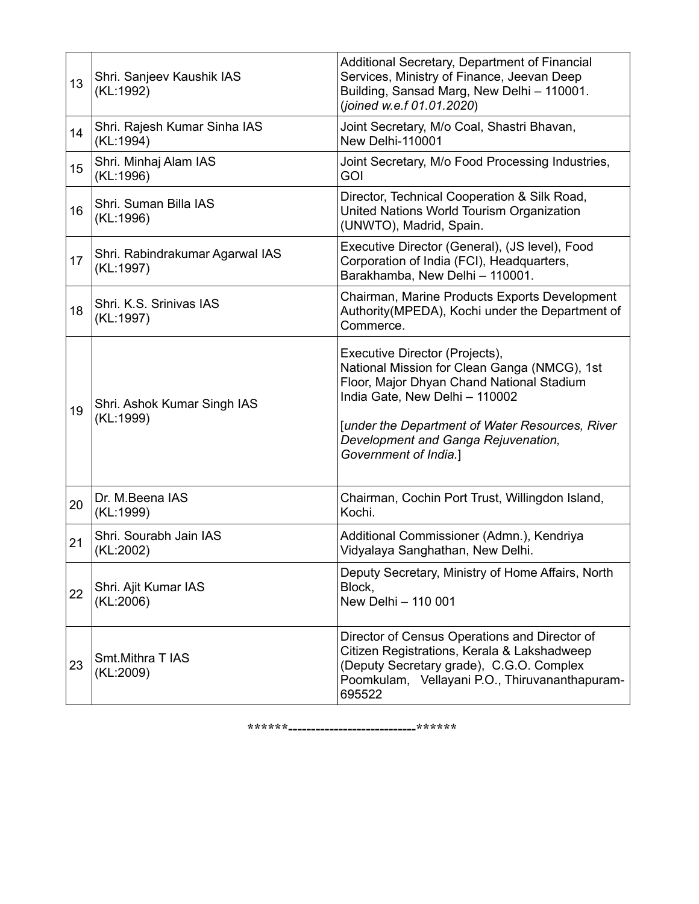| | | |
|---|---|---|
| 13 | Shri. Sanjeev Kaushik IAS (KL:1992) | Additional Secretary, Department of Financial Services, Ministry of Finance, Jeevan Deep Building, Sansad Marg, New Delhi – 110001. (*joined w.e.f 01.01.2020*) |
| 14 | Shri. Rajesh Kumar Sinha IAS (KL:1994) | Joint Secretary, M/o Coal, Shastri Bhavan, New Delhi-110001 |
| 15 | Shri. Minhaj Alam IAS (KL:1996) | Joint Secretary, M/o Food Processing Industries, GOI |
| 16 | Shri. Suman Billa IAS (KL:1996) | Director, Technical Cooperation & Silk Road, United Nations World Tourism Organization (UNWTO), Madrid, Spain. |
| 17 | Shri. Rabindrakumar Agarwal IAS (KL:1997) | Executive Director (General), (JS level), Food Corporation of India (FCI), Headquarters, Barakhamba, New Delhi – 110001. |
| 18 | Shri. K.S. Srinivas IAS (KL:1997) | Chairman, Marine Products Exports Development Authority(MPEDA), Kochi under the Department of Commerce. |
| 19 | Shri. Ashok Kumar Singh IAS (KL:1999) | Executive Director (Projects), National Mission for Clean Ganga (NMCG), 1st Floor, Major Dhyan Chand National Stadium India Gate, New Delhi – 110002<br><br>[*under the Department of Water Resources, River Development and Ganga Rejuvenation, Government of India.*] |
| 20 | Dr. M.Beena IAS (KL:1999) | Chairman, Cochin Port Trust, Willingdon Island, Kochi. |
| 21 | Shri. Sourabh Jain IAS (KL:2002) | Additional Commissioner (Admn.), Kendriya Vidyalaya Sanghathan, New Delhi. |
| 22 | Shri. Ajit Kumar IAS (KL:2006) | Deputy Secretary, Ministry of Home Affairs, North Block, New Delhi – 110 001 |
| 23 | Smt.Mithra T IAS (KL:2009) | Director of Census Operations and Director of Citizen Registrations, Kerala & Lakshadweep (Deputy Secretary grade), C.G.O. Complex Poomkulam, Vellayani P.O., Thiruvananthapuram-695522 |

********----------------------------******